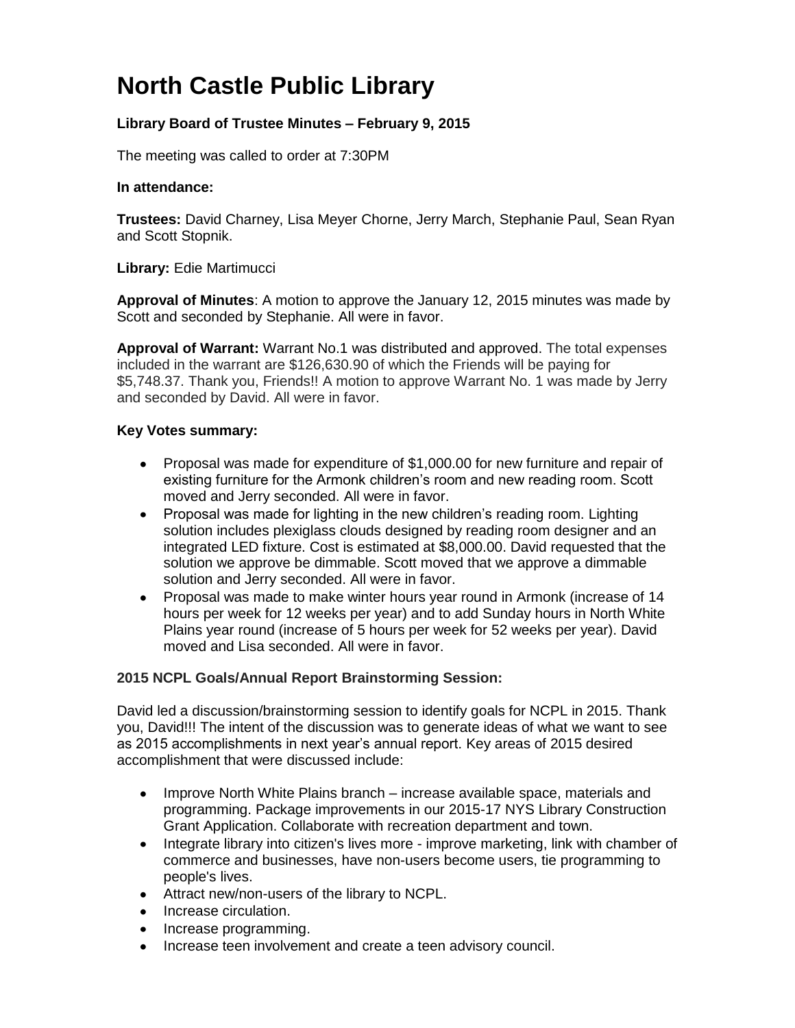# North Castle Public Library

**Library Board of Trustee Minutes – February 9, 2015**

The meeting was called to order at 7:30PM

**In attendance:**

**Trustees:** David Charney, Lisa Meyer Chorne, Jerry March, Stephanie Paul, Sean Ryan and Scott Stopnik.

**Library:** Edie Martimucci

**Approval of Minutes**: A motion to approve the January 12, 2015 minutes was made by Scott and seconded by Stephanie. All were in favor.

**Approval of Warrant:** Warrant No.1 was distributed and approved. The total expenses included in the warrant are $126,630.90 of which the Friends will be paying for $5,748.37. Thank you, Friends!! A motion to approve Warrant No. 1 was made by Jerry and seconded by David. All were in favor.

**Key Votes summary:**

- Proposal was made for expenditure of $1,000.00 for new furniture and repair of existing furniture for the Armonk children's room and new reading room. Scott moved and Jerry seconded. All were in favor.
- Proposal was made for lighting in the new children's reading room. Lighting solution includes plexiglass clouds designed by reading room designer and an integrated LED fixture. Cost is estimated at $8,000.00. David requested that the solution we approve be dimmable. Scott moved that we approve a dimmable solution and Jerry seconded. All were in favor.
- Proposal was made to make winter hours year round in Armonk (increase of 14 hours per week for 12 weeks per year) and to add Sunday hours in North White Plains year round (increase of 5 hours per week for 52 weeks per year). David moved and Lisa seconded. All were in favor.

**2015 NCPL Goals/Annual Report Brainstorming Session:**

David led a discussion/brainstorming session to identify goals for NCPL in 2015. Thank you, David!!! The intent of the discussion was to generate ideas of what we want to see as 2015 accomplishments in next year's annual report. Key areas of 2015 desired accomplishment that were discussed include:

- Improve North White Plains branch – increase available space, materials and programming. Package improvements in our 2015-17 NYS Library Construction Grant Application. Collaborate with recreation department and town.
- Integrate library into citizen's lives more - improve marketing, link with chamber of commerce and businesses, have non-users become users, tie programming to people's lives.
- Attract new/non-users of the library to NCPL.
- Increase circulation.
- Increase programming.
- Increase teen involvement and create a teen advisory council.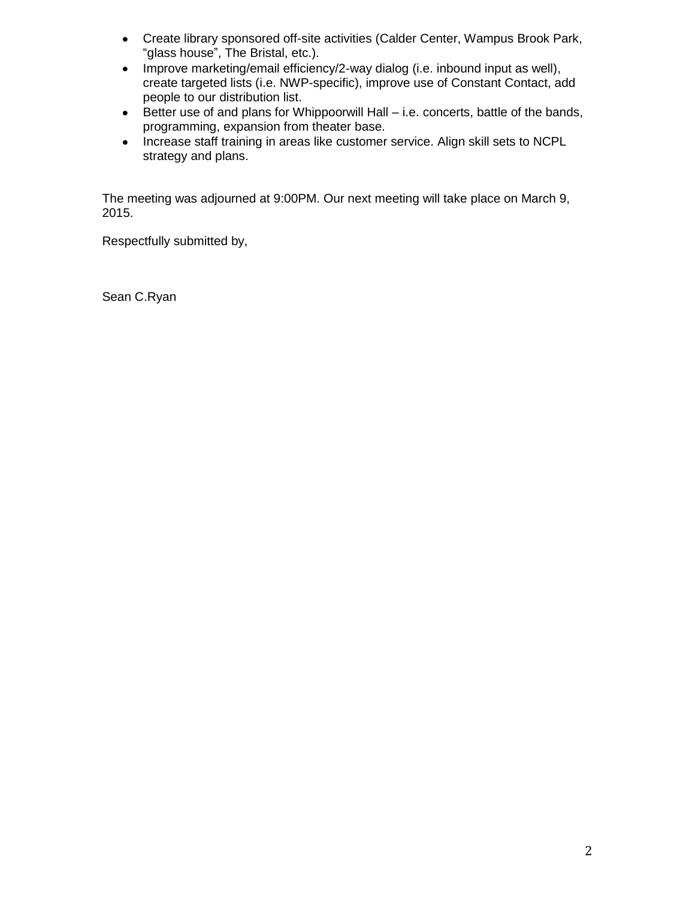- Create library sponsored off-site activities (Calder Center, Wampus Brook Park, "glass house", The Bristal, etc.).
- Improve marketing/email efficiency/2-way dialog (i.e. inbound input as well), create targeted lists (i.e. NWP-specific), improve use of Constant Contact, add people to our distribution list.
- Better use of and plans for Whippoorwill Hall – i.e. concerts, battle of the bands, programming, expansion from theater base.
- Increase staff training in areas like customer service. Align skill sets to NCPL strategy and plans.

The meeting was adjourned at 9:00PM. Our next meeting will take place on March 9, 2015.

Respectfully submitted by,

Sean C.Ryan